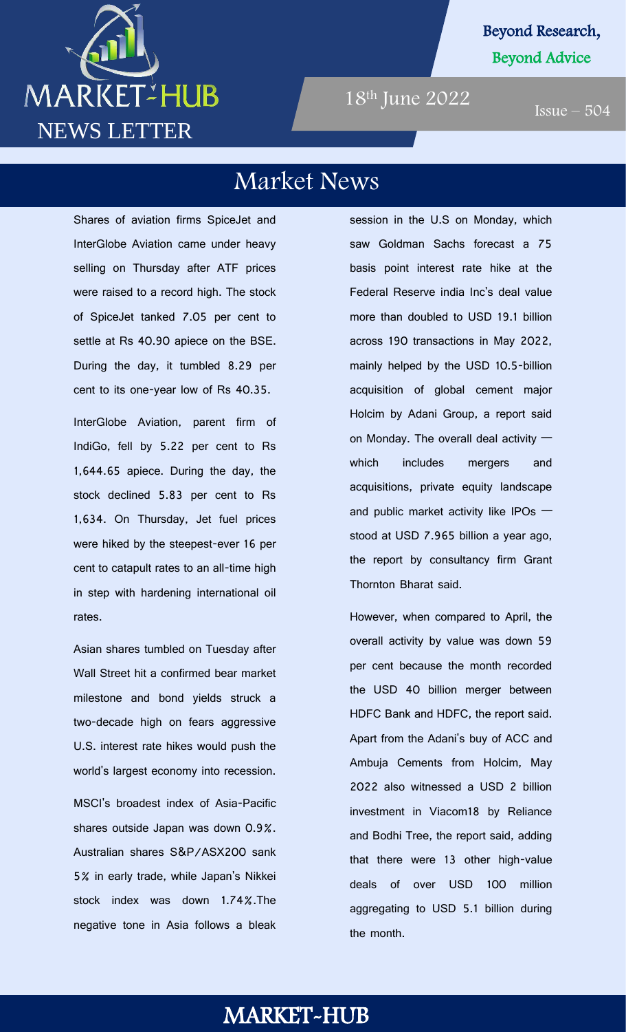# MARKET-HUB NEWS LETTER

Beyond Research, Beyond Advice

18th June 2022

Issue – 504

## Market News

Shares of aviation firms SpiceJet and InterGlobe Aviation came under heavy selling on Thursday after ATF prices were raised to a record high. The stock of SpiceJet tanked 7.05 per cent to settle at Rs 40.90 apiece on the BSE. During the day, it tumbled 8.29 per cent to its one-year low of Rs 40.35.

InterGlobe Aviation, parent firm of IndiGo, fell by 5.22 per cent to Rs 1,644.65 apiece. During the day, the stock declined 5.83 per cent to Rs 1,634. On Thursday, Jet fuel prices were hiked by the steepest-ever 16 per cent to catapult rates to an all-time high in step with hardening international oil rates.

Asian shares tumbled on Tuesday after Wall Street hit a confirmed bear market milestone and bond yields struck a two-decade high on fears aggressive U.S. interest rate hikes would push the world's largest economy into recession.

MSCI's broadest index of Asia-Pacific shares outside Japan was down 0.9%. Australian shares S&P/ASX200 sank 5% in early trade, while Japan's Nikkei stock index was down 1.74%.The negative tone in Asia follows a bleak session in the U.S on Monday, which saw Goldman Sachs forecast a 75 basis point interest rate hike at the Federal Reserve india Inc's deal value more than doubled to USD 19.1 billion across 190 transactions in May 2022, mainly helped by the USD 10.5-billion acquisition of global cement major Holcim by Adani Group, a report said on Monday. The overall deal activity — which includes mergers and acquisitions, private equity landscape and public market activity like IPOs — stood at USD 7.965 billion a year ago, the report by consultancy firm Grant Thornton Bharat said.

However, when compared to April, the overall activity by value was down 59 per cent because the month recorded the USD 40 billion merger between HDFC Bank and HDFC, the report said. Apart from the Adani's buy of ACC and Ambuja Cements from Holcim, May 2022 also witnessed a USD 2 billion investment in Viacom18 by Reliance and Bodhi Tree, the report said, adding that there were 13 other high-value deals of over USD 100 million aggregating to USD 5.1 billion during the month.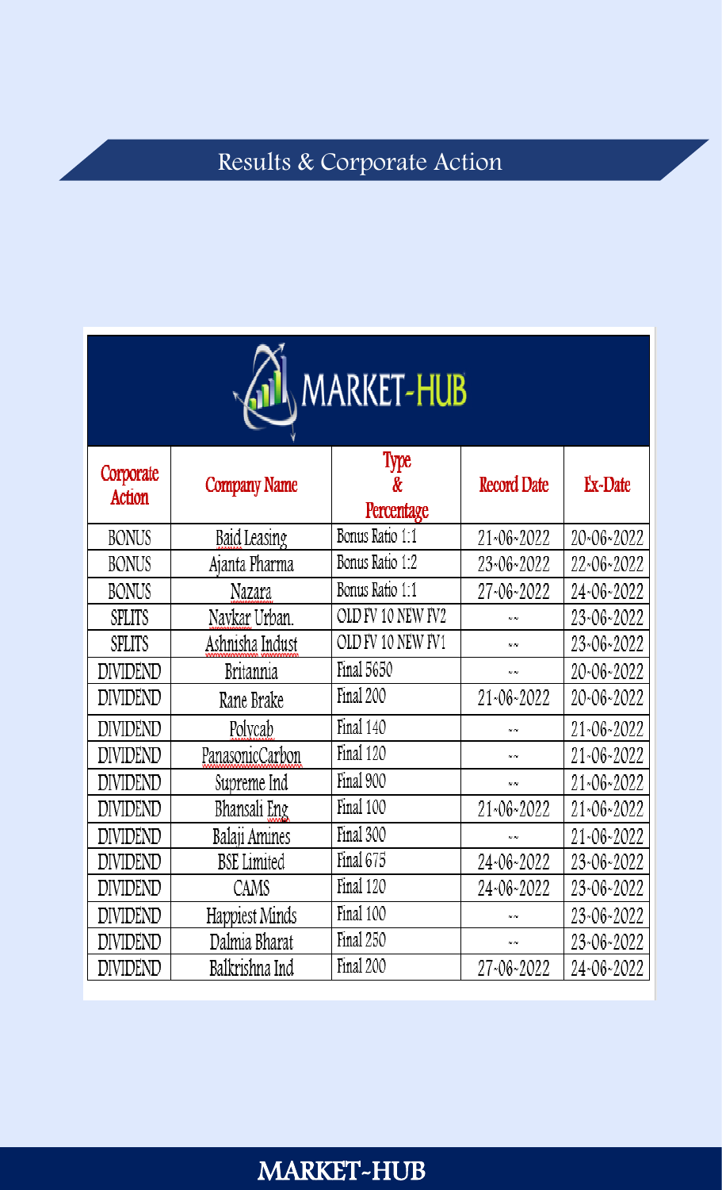## Results & Corporate Action

MARKET-HUB

| Corporate Action | Company Name | Type & Percentage | Record Date | Ex-Date |
|---|---|---|---|---|
| BONUS | Baid Leasing | Bonus Ratio 1:1 | 21-06-2022 | 20-06-2022 |
| BONUS | Ajanta Pharma | Bonus Ratio 1:2 | 23-06-2022 | 22-06-2022 |
| BONUS | Nazara | Bonus Ratio 1:1 | 27-06-2022 | 24-06-2022 |
| SPLITS | Navkar Urban. | OLD FV 10 NEW FV2 | -- | 23-06-2022 |
| SPLITS | Ashnisha Indust | OLD FV 10 NEW FV1 | -- | 23-06-2022 |
| DIVIDEND | Britannia | Final 5650 | -- | 20-06-2022 |
| DIVIDEND | Rane Brake | Final 200 | 21-06-2022 | 20-06-2022 |
| DIVIDEND | Polycab | Final 140 | -- | 21-06-2022 |
| DIVIDEND | PanasonicCarbon | Final 120 | -- | 21-06-2022 |
| DIVIDEND | Supreme Ind | Final 900 | -- | 21-06-2022 |
| DIVIDEND | Bhansali Eng | Final 100 | 21-06-2022 | 21-06-2022 |
| DIVIDEND | Balaji Amines | Final 300 | -- | 21-06-2022 |
| DIVIDEND | BSE Limited | Final 675 | 24-06-2022 | 23-06-2022 |
| DIVIDEND | CAMS | Final 120 | 24-06-2022 | 23-06-2022 |
| DIVIDEND | Happiest Minds | Final 100 | -- | 23-06-2022 |
| DIVIDEND | Dalmia Bharat | Final 250 | -- | 23-06-2022 |
| DIVIDEND | Balkrishna Ind | Final 200 | 27-06-2022 | 24-06-2022 |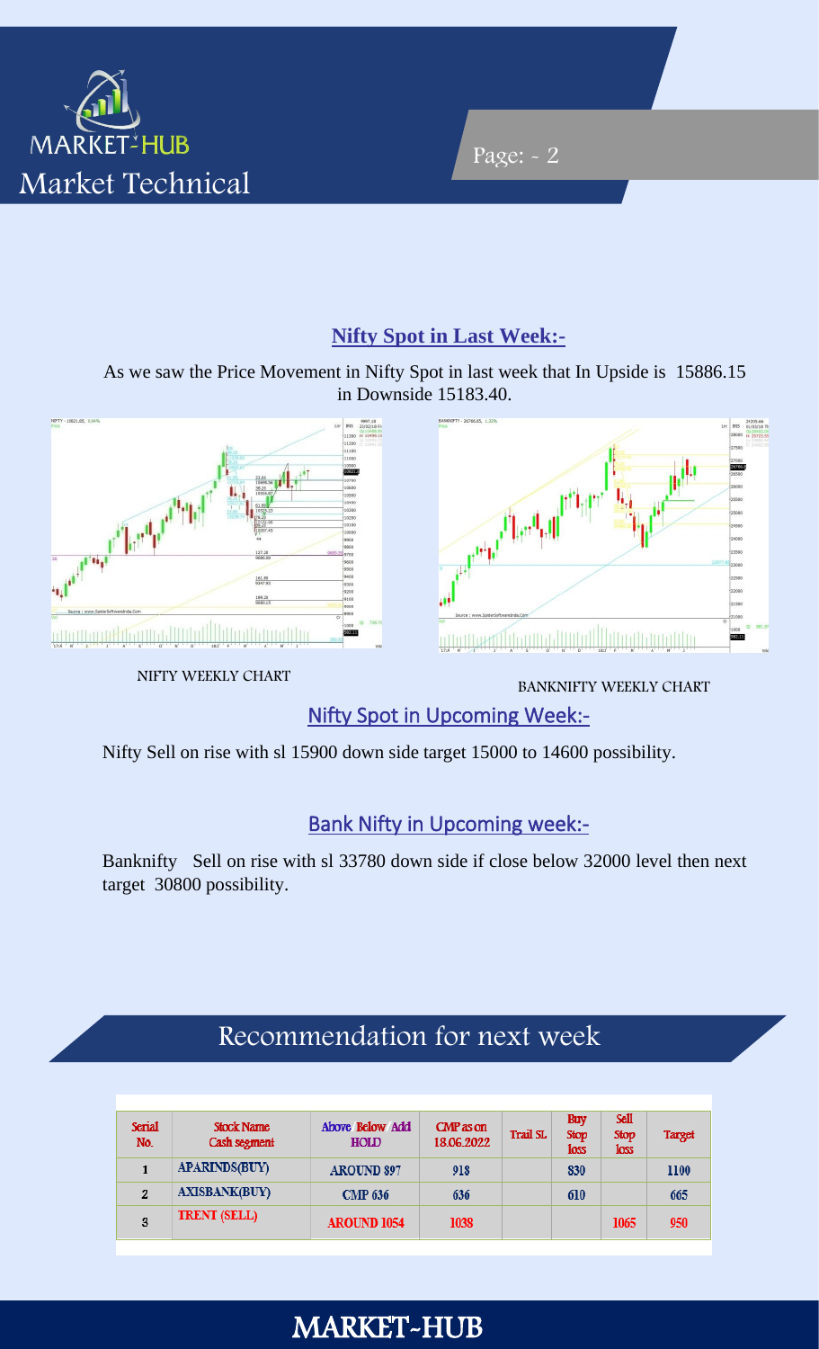## Nifty Spot in Last Week:-

As we saw the Price Movement in Nifty Spot in last week that In Upside is 15886.15 in Downside 15183.40.

NIFTY WEEKLY CHART

BANKNIFTY WEEKLY CHART

## Nifty Spot in Upcoming Week:-

Nifty Sell on rise with sl 15900 down side target 15000 to 14600 possibility.

## Bank Nifty in Upcoming week:-

Banknifty Sell on rise with sl 33780 down side if close below 32000 level then next target 30800 possibility.

## Recommendation for next week

| Serial No. | Stock Name Cash segment | Above Below Add HOLD | CMP as on 18.06.2022 | Trail SL | Buy Stop loss | Sell Stop loss | Target |
|---|---|---|---|---|---|---|---|
| 1 | APARINDS(BUY) | AROUND 897 | 918 | | 830 | | 1100 |
| 2 | AXISBANK(BUY) | CMP 636 | 636 | | 610 | | 665 |
| 3 | TRENT (SELL) | AROUND 1054 | 1038 | | | 1065 | 950 |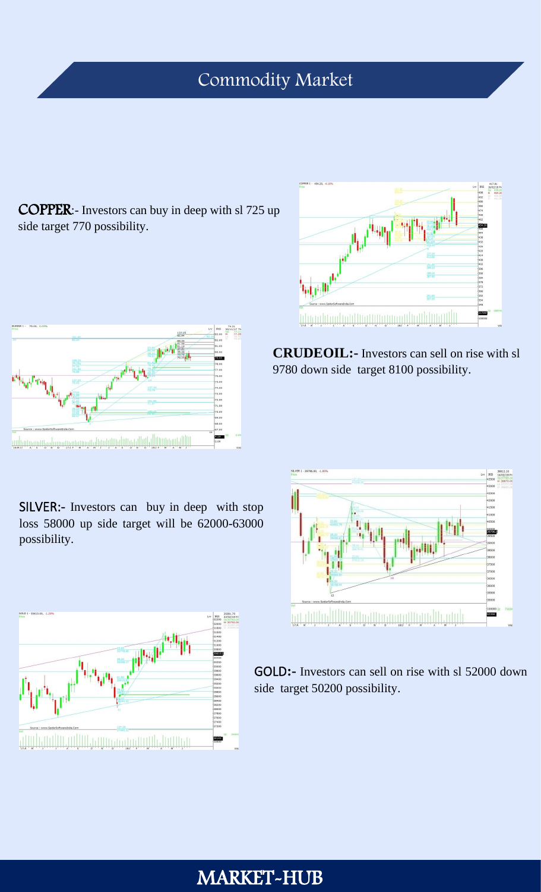# Commodity Market

**COPPER**:- Investors can buy in deep with sl 725 up side target 770 possibility.

**CRUDEOIL:-** Investors can sell on rise with sl 9780 down side target 8100 possibility.

**SILVER:-** Investors can buy in deep with stop loss 58000 up side target will be 62000-63000 possibility.

**GOLD:-** Investors can sell on rise with sl 52000 down side target 50200 possibility.

MARKET-HUB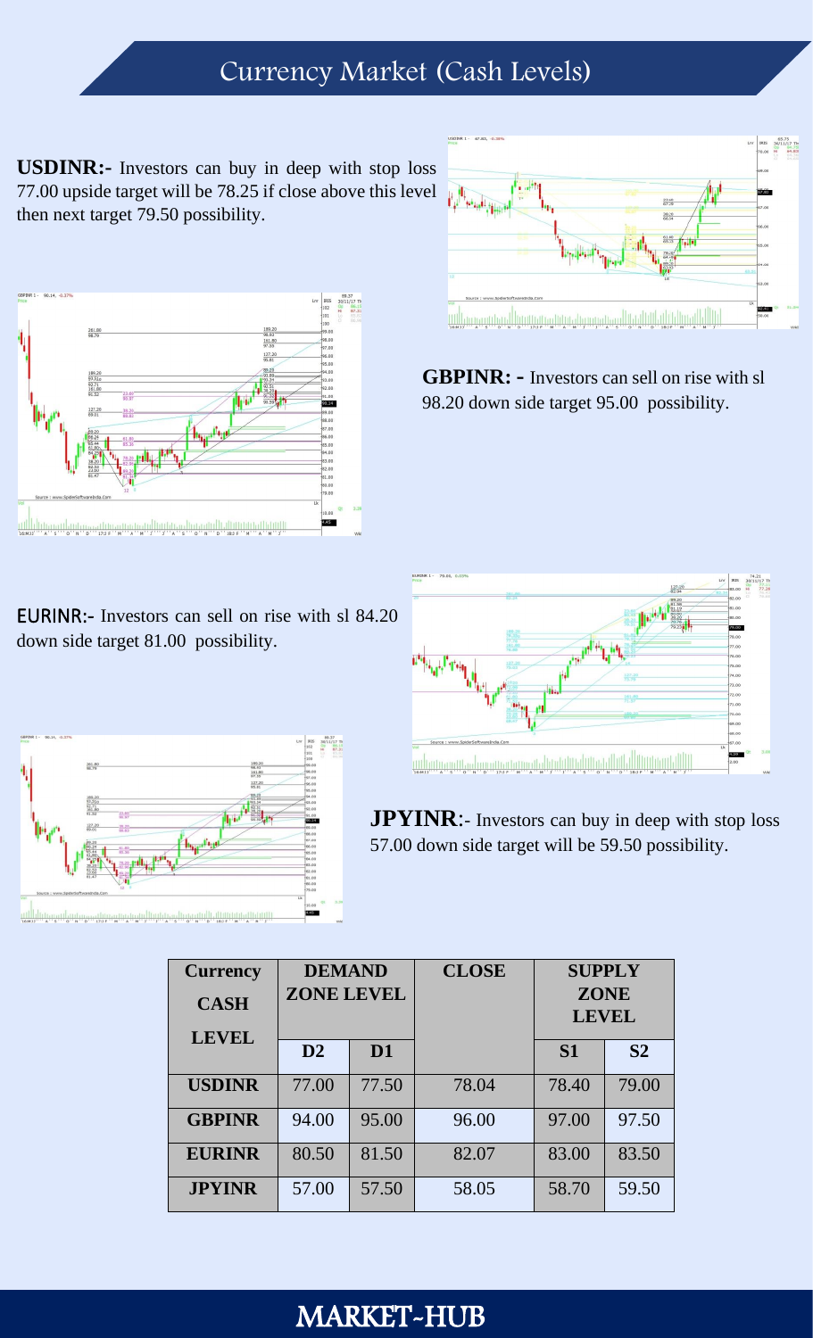# Currency Market (Cash Levels)

**USDINR:-** Investors can buy in deep with stop loss 77.00 upside target will be 78.25 if close above this level then next target 79.50 possibility.

**GBPINR: -** Investors can sell on rise with sl 98.20 down side target 95.00 possibility.

**EURINR:-** Investors can sell on rise with sl 84.20 down side target 81.00 possibility.

**JPYINR**:- Investors can buy in deep with stop loss 57.00 down side target will be 59.50 possibility.

| Currency CASH LEVEL | DEMAND ZONE LEVEL | | CLOSE | SUPPLY ZONE LEVEL | |
|---|---|---|---|---|---|
| | D2 | D1 | | S1 | S2 |
| USDINR | 77.00 | 77.50 | 78.04 | 78.40 | 79.00 |
| GBPINR | 94.00 | 95.00 | 96.00 | 97.00 | 97.50 |
| EURINR | 80.50 | 81.50 | 82.07 | 83.00 | 83.50 |
| JPYINR | 57.00 | 57.50 | 58.05 | 58.70 | 59.50 |

MARKET-HUB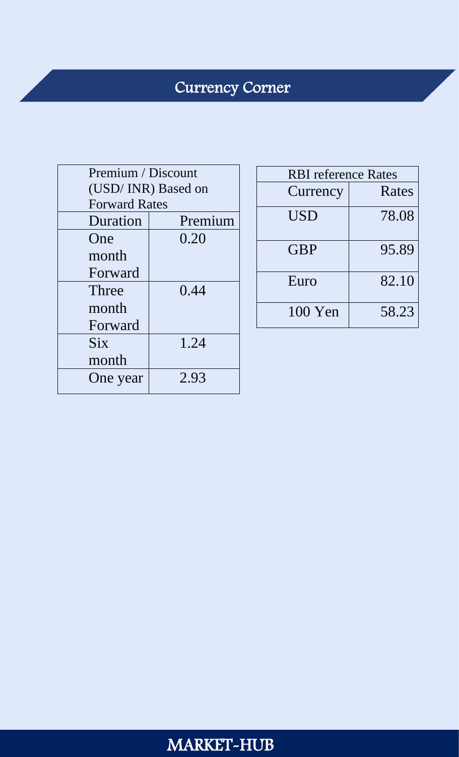# Currency Corner

| Premium / Discount (USD/ INR) Based on Forward Rates | |
|---|---|
| Duration | Premium |
| One month Forward | 0.20 |
| Three month Forward | 0.44 |
| Six month | 1.24 |
| One year | 2.93 |

| RBI reference Rates | |
|---|---|
| Currency | Rates |
| USD | 78.08 |
| GBP | 95.89 |
| Euro | 82.10 |
| 100 Yen | 58.23 |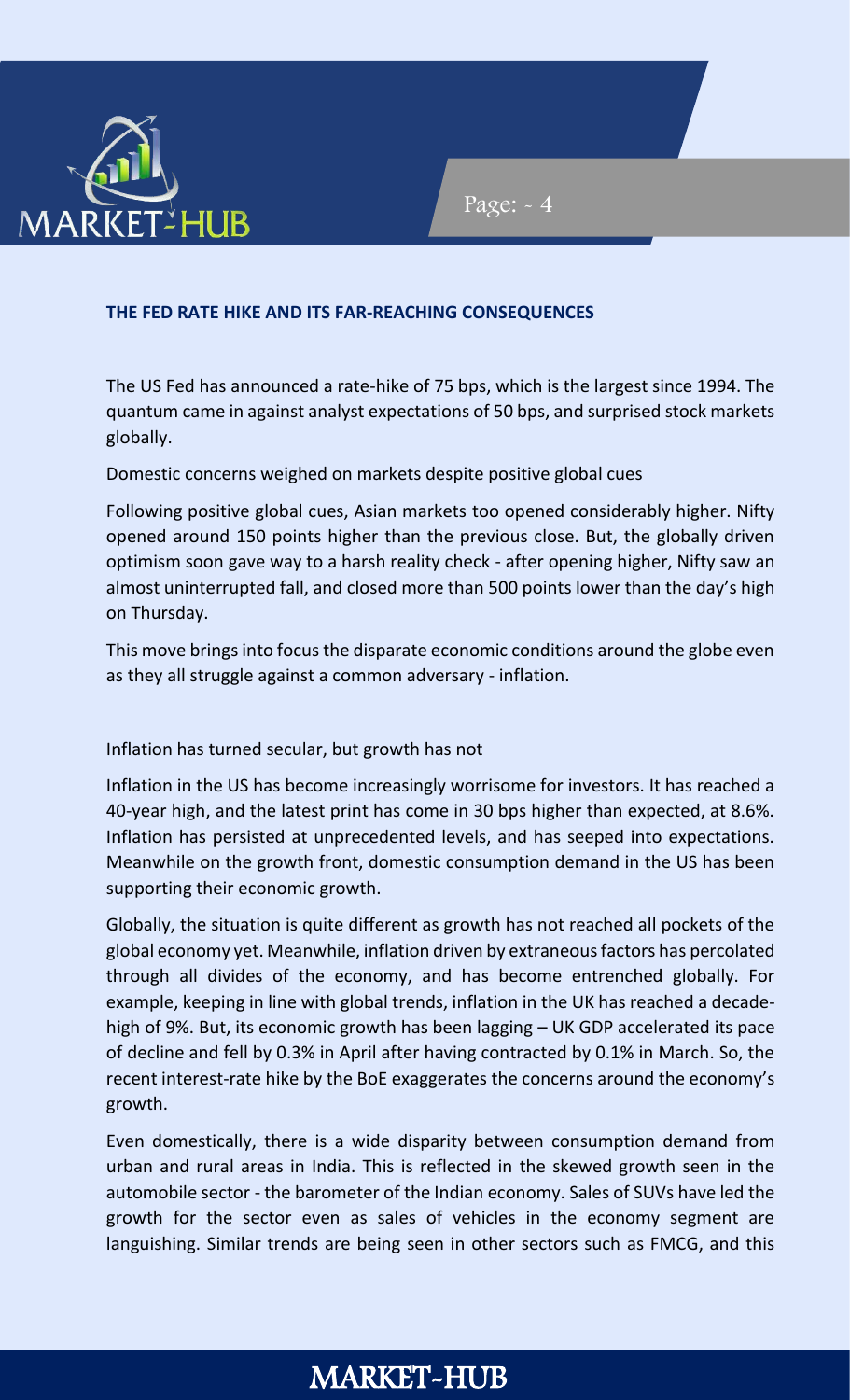**THE FED RATE HIKE AND ITS FAR-REACHING CONSEQUENCES**

The US Fed has announced a rate-hike of 75 bps, which is the largest since 1994. The quantum came in against analyst expectations of 50 bps, and surprised stock markets globally.

Domestic concerns weighed on markets despite positive global cues

Following positive global cues, Asian markets too opened considerably higher. Nifty opened around 150 points higher than the previous close. But, the globally driven optimism soon gave way to a harsh reality check - after opening higher, Nifty saw an almost uninterrupted fall, and closed more than 500 points lower than the day's high on Thursday.

This move brings into focus the disparate economic conditions around the globe even as they all struggle against a common adversary - inflation.

Inflation has turned secular, but growth has not

Inflation in the US has become increasingly worrisome for investors. It has reached a 40-year high, and the latest print has come in 30 bps higher than expected, at 8.6%. Inflation has persisted at unprecedented levels, and has seeped into expectations. Meanwhile on the growth front, domestic consumption demand in the US has been supporting their economic growth.

Globally, the situation is quite different as growth has not reached all pockets of the global economy yet. Meanwhile, inflation driven by extraneous factors has percolated through all divides of the economy, and has become entrenched globally. For example, keeping in line with global trends, inflation in the UK has reached a decade-high of 9%. But, its economic growth has been lagging – UK GDP accelerated its pace of decline and fell by 0.3% in April after having contracted by 0.1% in March. So, the recent interest-rate hike by the BoE exaggerates the concerns around the economy's growth.

Even domestically, there is a wide disparity between consumption demand from urban and rural areas in India. This is reflected in the skewed growth seen in the automobile sector - the barometer of the Indian economy. Sales of SUVs have led the growth for the sector even as sales of vehicles in the economy segment are languishing. Similar trends are being seen in other sectors such as FMCG, and this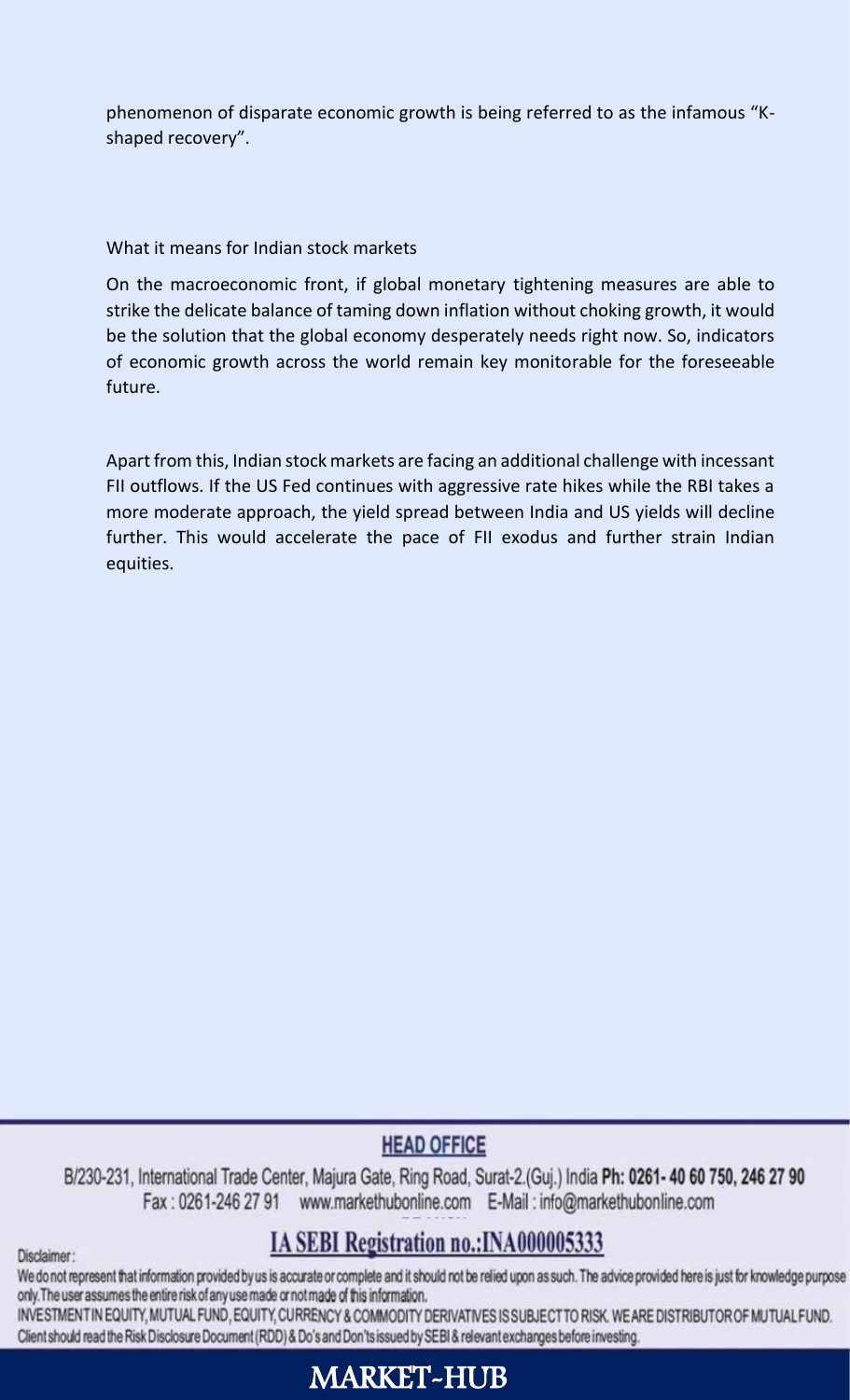phenomenon of disparate economic growth is being referred to as the infamous "K-shaped recovery".

### What it means for Indian stock markets

On the macroeconomic front, if global monetary tightening measures are able to strike the delicate balance of taming down inflation without choking growth, it would be the solution that the global economy desperately needs right now. So, indicators of economic growth across the world remain key monitorable for the foreseeable future.

Apart from this, Indian stock markets are facing an additional challenge with incessant FII outflows. If the US Fed continues with aggressive rate hikes while the RBI takes a more moderate approach, the yield spread between India and US yields will decline further. This would accelerate the pace of FII exodus and further strain Indian equities.

**HEAD OFFICE**

B/230-231, International Trade Center, Majura Gate, Ring Road, Surat-2.(Guj.) India **Ph: 0261- 40 60 750, 246 27 90**
Fax : 0261-246 27 91 www.markethubonline.com E-Mail : info@markethubonline.com

**IA SEBI Registration no.:INA000005333**

Disclaimer:
We do not represent that information provided by us is accurate or complete and it should not be relied upon as such. The advice provided here is just for knowledge purpose only. The user assumes the entire risk of any use made or not made of this information.
INVESTMENT IN EQUITY, MUTUAL FUND, EQUITY, CURRENCY & COMMODITY DERIVATIVES IS SUBJECT TO RISK. WE ARE DISTRIBUTOR OF MUTUAL FUND.
Client should read the Risk Disclosure Document (RDD) & Do's and Don'ts issued by SEBI & relevant exchanges before investing.

**MARKET-HUB**